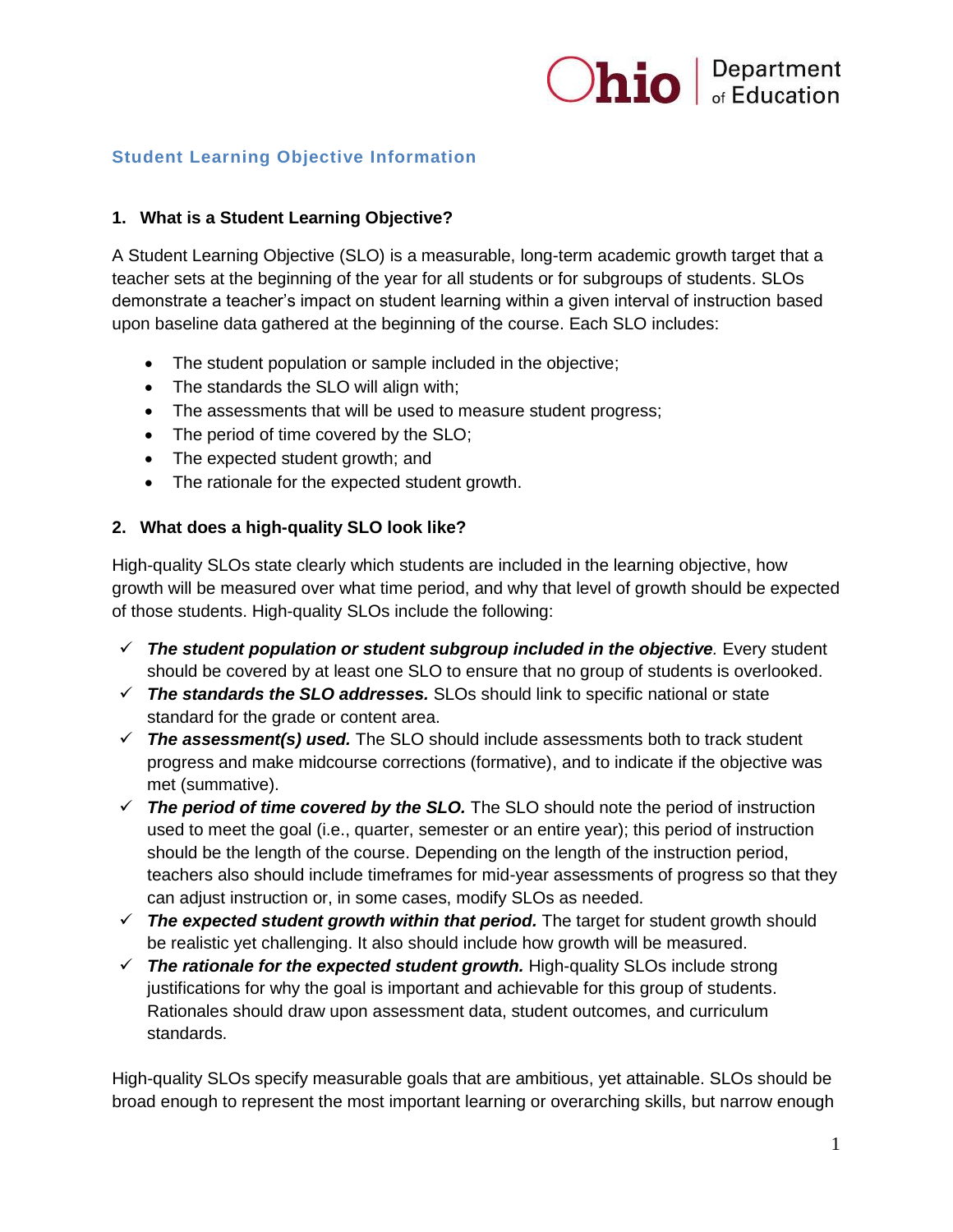## Student Learning Objective Information

### 1. What is a Student Learning Objective?

A Student Learning Objective (SLO) is a measurable, long-term academic growth target that a teacher sets at the beginning of the year for all students or for subgroups of students. SLOs demonstrate a teacher's impact on student learning within a given interval of instruction based upon baseline data gathered at the beginning of the course. Each SLO includes:

- The student population or sample included in the objective;
- The standards the SLO will align with;
- The assessments that will be used to measure student progress;
- The period of time covered by the SLO;
- The expected student growth; and
- The rationale for the expected student growth.

### 2. What does a high-quality SLO look like?

High-quality SLOs state clearly which students are included in the learning objective, how growth will be measured over what time period, and why that level of growth should be expected of those students. High-quality SLOs include the following:

- ✓ ***The student population or student subgroup included in the objective.*** Every student should be covered by at least one SLO to ensure that no group of students is overlooked.
- ✓ ***The standards the SLO addresses.*** SLOs should link to specific national or state standard for the grade or content area.
- ✓ ***The assessment(s) used.*** The SLO should include assessments both to track student progress and make midcourse corrections (formative), and to indicate if the objective was met (summative).
- ✓ ***The period of time covered by the SLO.*** The SLO should note the period of instruction used to meet the goal (i.e., quarter, semester or an entire year); this period of instruction should be the length of the course. Depending on the length of the instruction period, teachers also should include timeframes for mid-year assessments of progress so that they can adjust instruction or, in some cases, modify SLOs as needed.
- ✓ ***The expected student growth within that period.*** The target for student growth should be realistic yet challenging. It also should include how growth will be measured.
- ✓ ***The rationale for the expected student growth.*** High-quality SLOs include strong justifications for why the goal is important and achievable for this group of students. Rationales should draw upon assessment data, student outcomes, and curriculum standards.

High-quality SLOs specify measurable goals that are ambitious, yet attainable. SLOs should be broad enough to represent the most important learning or overarching skills, but narrow enough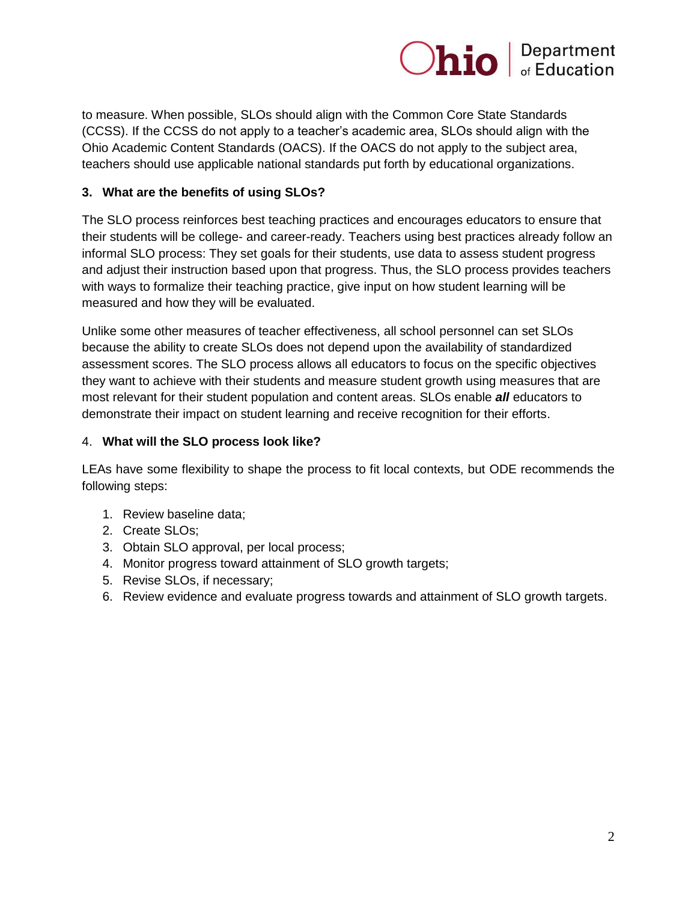to measure. When possible, SLOs should align with the Common Core State Standards (CCSS). If the CCSS do not apply to a teacher's academic area, SLOs should align with the Ohio Academic Content Standards (OACS). If the OACS do not apply to the subject area, teachers should use applicable national standards put forth by educational organizations.

**3. What are the benefits of using SLOs?**

The SLO process reinforces best teaching practices and encourages educators to ensure that their students will be college- and career-ready. Teachers using best practices already follow an informal SLO process: They set goals for their students, use data to assess student progress and adjust their instruction based upon that progress. Thus, the SLO process provides teachers with ways to formalize their teaching practice, give input on how student learning will be measured and how they will be evaluated.

Unlike some other measures of teacher effectiveness, all school personnel can set SLOs because the ability to create SLOs does not depend upon the availability of standardized assessment scores. The SLO process allows all educators to focus on the specific objectives they want to achieve with their students and measure student growth using measures that are most relevant for their student population and content areas. SLOs enable ***all*** educators to demonstrate their impact on student learning and receive recognition for their efforts.

4. **What will the SLO process look like?**

LEAs have some flexibility to shape the process to fit local contexts, but ODE recommends the following steps:

1. Review baseline data;
2. Create SLOs;
3. Obtain SLO approval, per local process;
4. Monitor progress toward attainment of SLO growth targets;
5. Revise SLOs, if necessary;
6. Review evidence and evaluate progress towards and attainment of SLO growth targets.